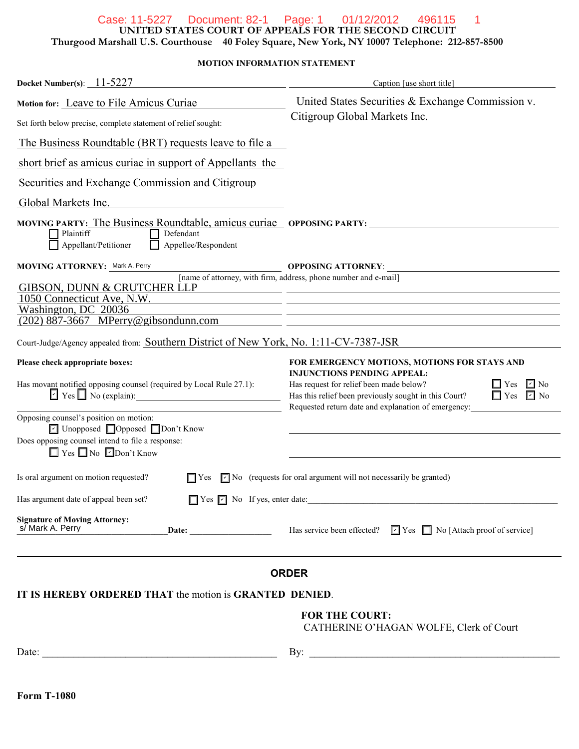**UNITED STATES COURT OF APPEALS FOR THE SECOND CIRCUIT**
**Thurgood Marshall U.S. Courthouse 40 Foley Square, New York, NY 10007 Telephone: 212-857-8500**

**MOTION INFORMATION STATEMENT**

**Docket Number(s)**: 11-5227

Caption [use short title]: United States Securities & Exchange Commission v. Citigroup Global Markets Inc.

**Motion for:** Leave to File Amicus Curiae

Set forth below precise, complete statement of relief sought:

The Business Roundtable (BRT) requests leave to file a short brief as amicus curiae in support of Appellants the Securities and Exchange Commission and Citigroup Global Markets Inc.

**MOVING PARTY:** The Business Roundtable, amicus curiae

- [ ] Plaintiff
- [ ] Defendant
- [ ] Appellant/Petitioner
- [ ] Appellee/Respondent

**OPPOSING PARTY:**

**MOVING ATTORNEY:** Mark A. Perry

[name of attorney, with firm, address, phone number and e-mail]

GIBSON, DUNN & CRUTCHER LLP
1050 Connecticut Ave, N.W.
Washington, DC 20036
(202) 887-3667 MPerry@gibsondunn.com

**OPPOSING ATTORNEY:**

Court-Judge/Agency appealed from: Southern District of New York, No. 1:11-CV-7387-JSR

**Please check appropriate boxes:**

Has movant notified opposing counsel (required by Local Rule 27.1):
- [x] Yes
- [ ] No (explain):

Opposing counsel's position on motion:
- [x] Unopposed
- [ ] Opposed
- [ ] Don't Know

Does opposing counsel intend to file a response:
- [ ] Yes
- [ ] No
- [x] Don't Know

**FOR EMERGENCY MOTIONS, MOTIONS FOR STAYS AND INJUNCTIONS PENDING APPEAL:**

Has request for relief been made below? [ ] Yes [x] No

Has this relief been previously sought in this Court? [ ] Yes [x] No

Requested return date and explanation of emergency:

Is oral argument on motion requested? [ ] Yes [x] No (requests for oral argument will not necessarily be granted)

Has argument date of appeal been set? [ ] Yes [x] No If yes, enter date:

**Signature of Moving Attorney:**
s/ Mark A. Perry **Date:**

Has service been effected? [x] Yes [ ] No [Attach proof of service]

---

## ORDER

**IT IS HEREBY ORDERED THAT** the motion is **GRANTED DENIED**.

**FOR THE COURT:**
CATHERINE O'HAGAN WOLFE, Clerk of Court

Date: ______________________ By: ______________________

**Form T-1080**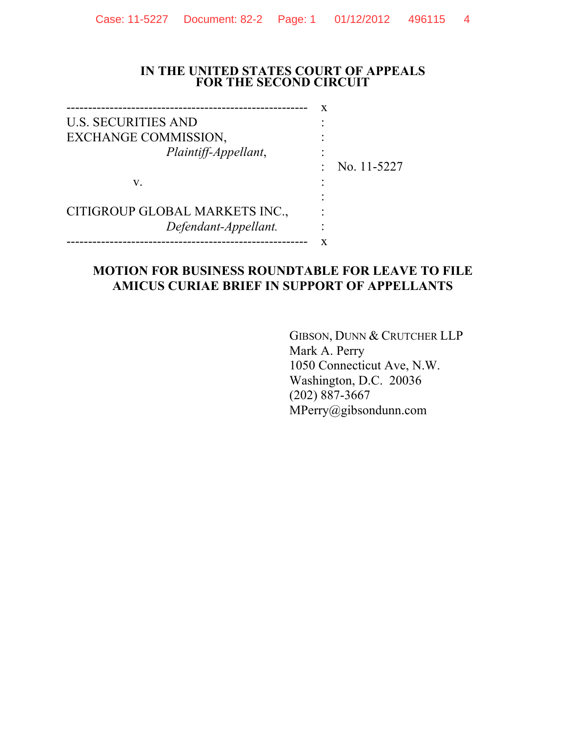# IN THE UNITED STATES COURT OF APPEALS FOR THE SECOND CIRCUIT

```
------------------------------------------------------- x
U.S. SECURITIES AND                                     :
EXCHANGE COMMISSION,                                    :
                    Plaintiff-Appellant,                :
                                                        :  No. 11-5227
          v.                                            :
                                                        :
CITIGROUP GLOBAL MARKETS INC.,                          :
                    Defendant-Appellant.                :
------------------------------------------------------- x
```

## MOTION FOR BUSINESS ROUNDTABLE FOR LEAVE TO FILE AMICUS CURIAE BRIEF IN SUPPORT OF APPELLANTS

GIBSON, DUNN & CRUTCHER LLP
Mark A. Perry
1050 Connecticut Ave, N.W.
Washington, D.C. 20036
(202) 887-3667
MPerry@gibsondunn.com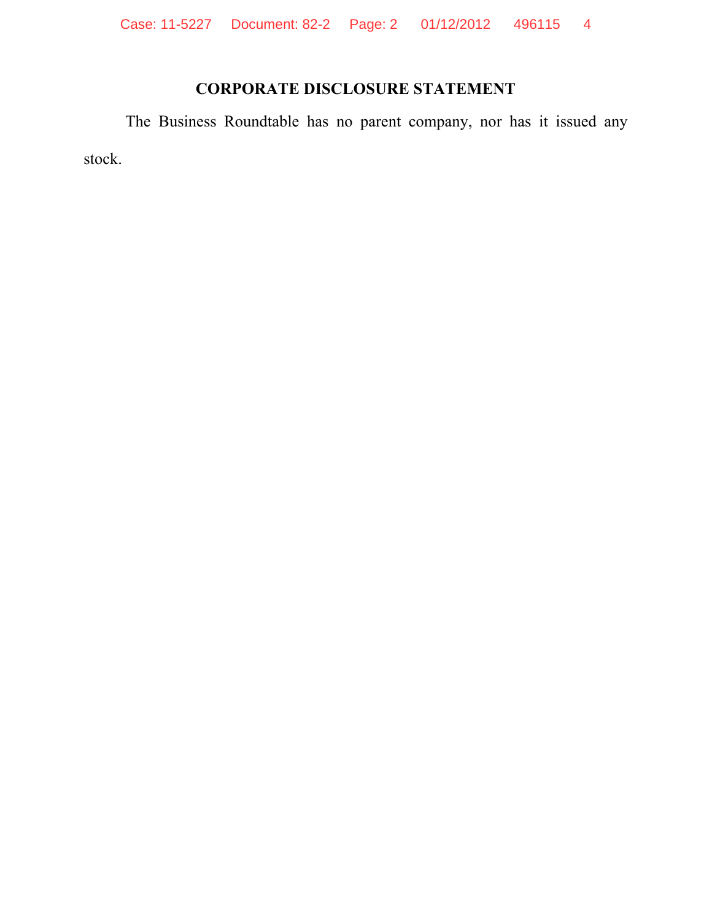# CORPORATE DISCLOSURE STATEMENT

The Business Roundtable has no parent company, nor has it issued any stock.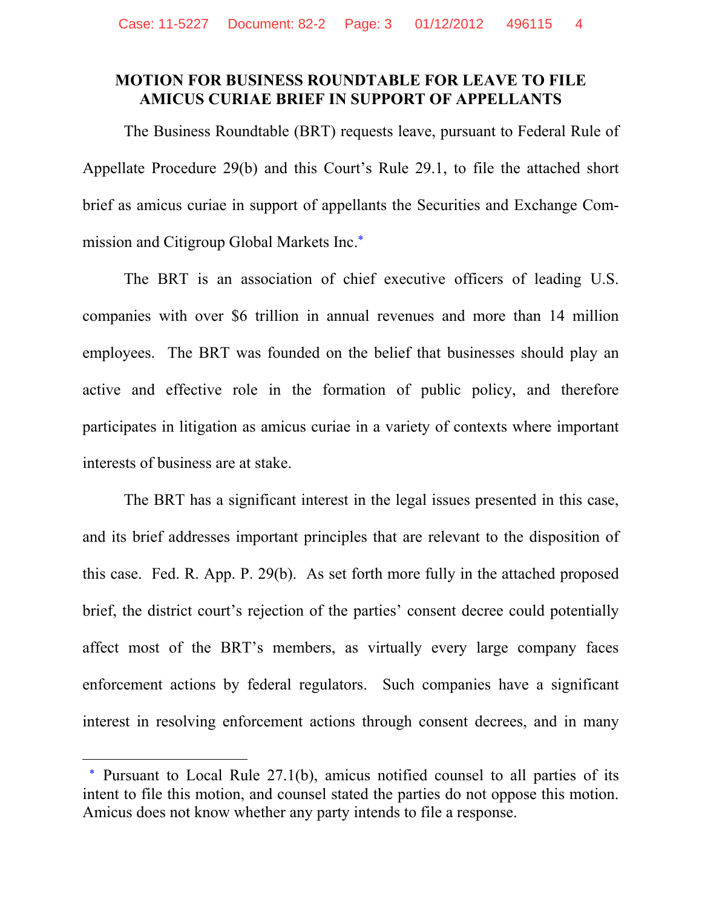**MOTION FOR BUSINESS ROUNDTABLE FOR LEAVE TO FILE AMICUS CURIAE BRIEF IN SUPPORT OF APPELLANTS**

The Business Roundtable (BRT) requests leave, pursuant to Federal Rule of Appellate Procedure 29(b) and this Court's Rule 29.1, to file the attached short brief as amicus curiae in support of appellants the Securities and Exchange Commission and Citigroup Global Markets Inc.*

The BRT is an association of chief executive officers of leading U.S. companies with over $6 trillion in annual revenues and more than 14 million employees. The BRT was founded on the belief that businesses should play an active and effective role in the formation of public policy, and therefore participates in litigation as amicus curiae in a variety of contexts where important interests of business are at stake.

The BRT has a significant interest in the legal issues presented in this case, and its brief addresses important principles that are relevant to the disposition of this case. Fed. R. App. P. 29(b). As set forth more fully in the attached proposed brief, the district court's rejection of the parties' consent decree could potentially affect most of the BRT's members, as virtually every large company faces enforcement actions by federal regulators. Such companies have a significant interest in resolving enforcement actions through consent decrees, and in many

---

* Pursuant to Local Rule 27.1(b), amicus notified counsel to all parties of its intent to file this motion, and counsel stated the parties do not oppose this motion. Amicus does not know whether any party intends to file a response.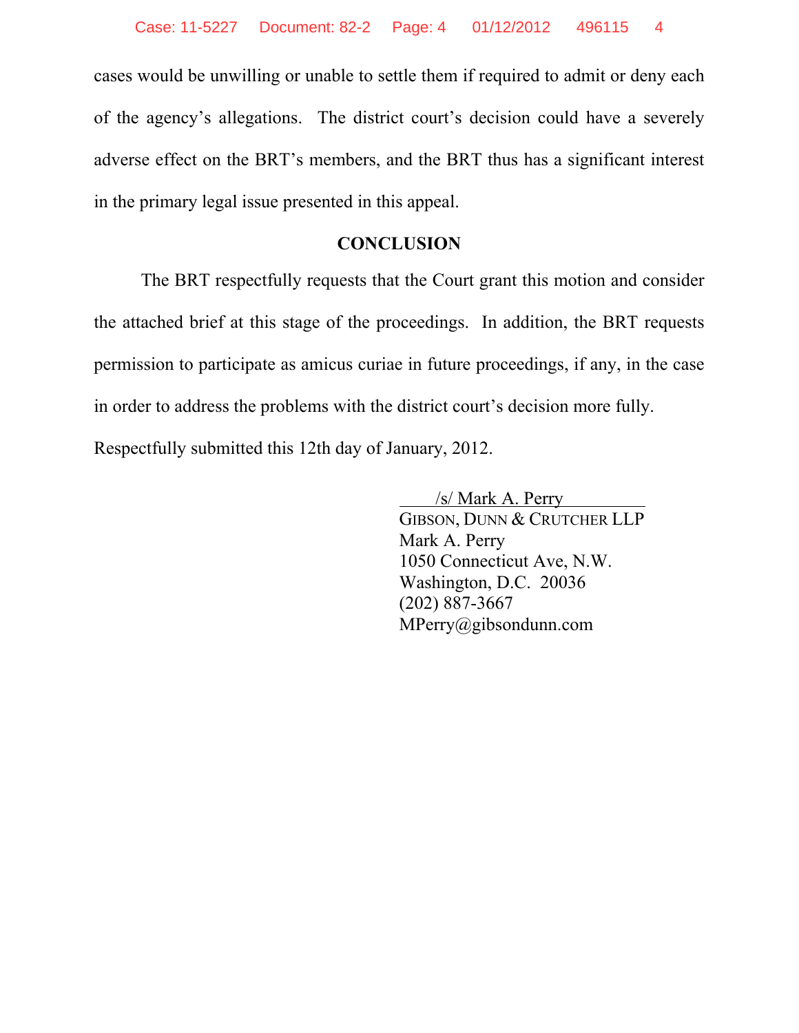cases would be unwilling or unable to settle them if required to admit or deny each of the agency's allegations. The district court's decision could have a severely adverse effect on the BRT's members, and the BRT thus has a significant interest in the primary legal issue presented in this appeal.

## CONCLUSION

The BRT respectfully requests that the Court grant this motion and consider the attached brief at this stage of the proceedings. In addition, the BRT requests permission to participate as amicus curiae in future proceedings, if any, in the case in order to address the problems with the district court's decision more fully.

Respectfully submitted this 12th day of January, 2012.

/s/ Mark A. Perry
GIBSON, DUNN & CRUTCHER LLP
Mark A. Perry
1050 Connecticut Ave, N.W.
Washington, D.C. 20036
(202) 887-3667
MPerry@gibsondunn.com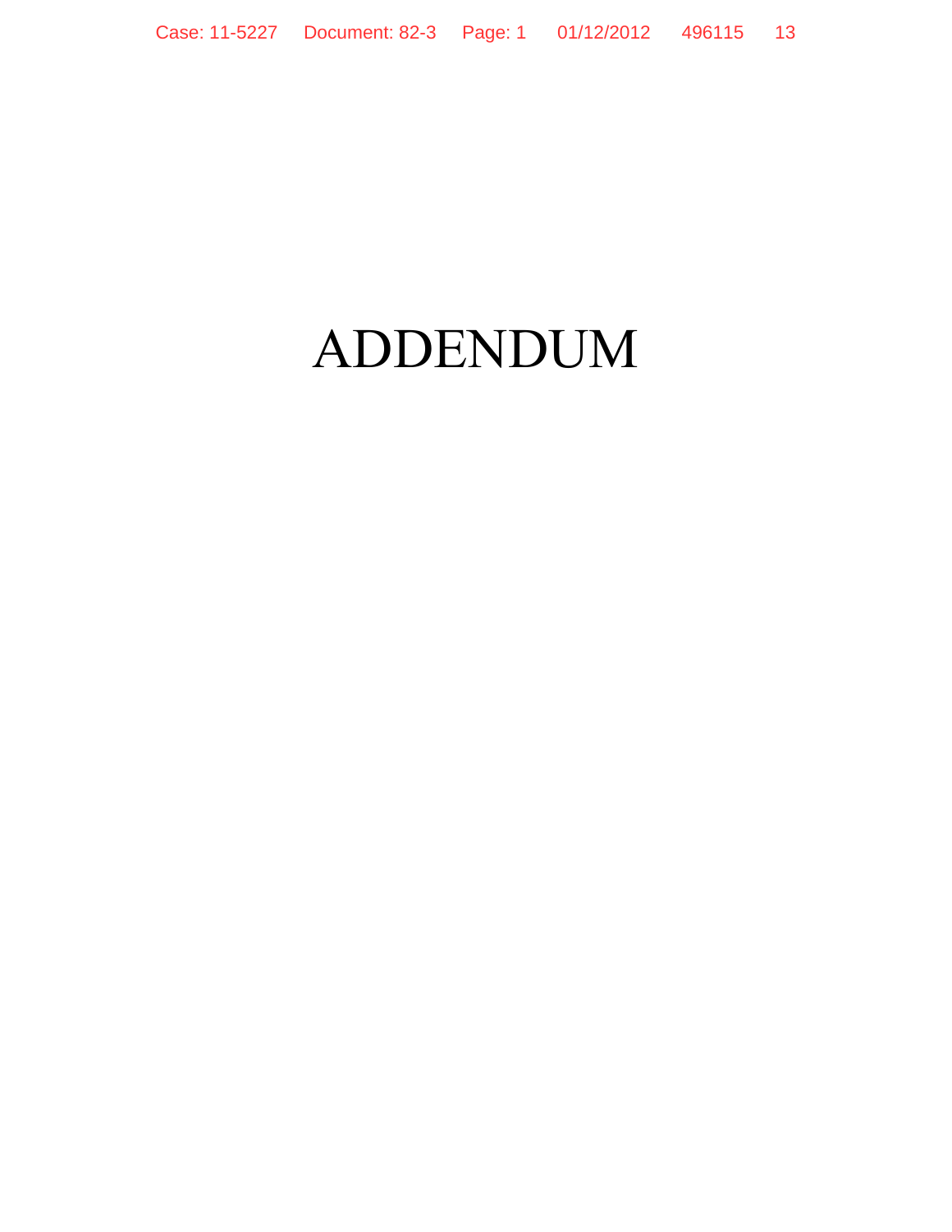# ADDENDUM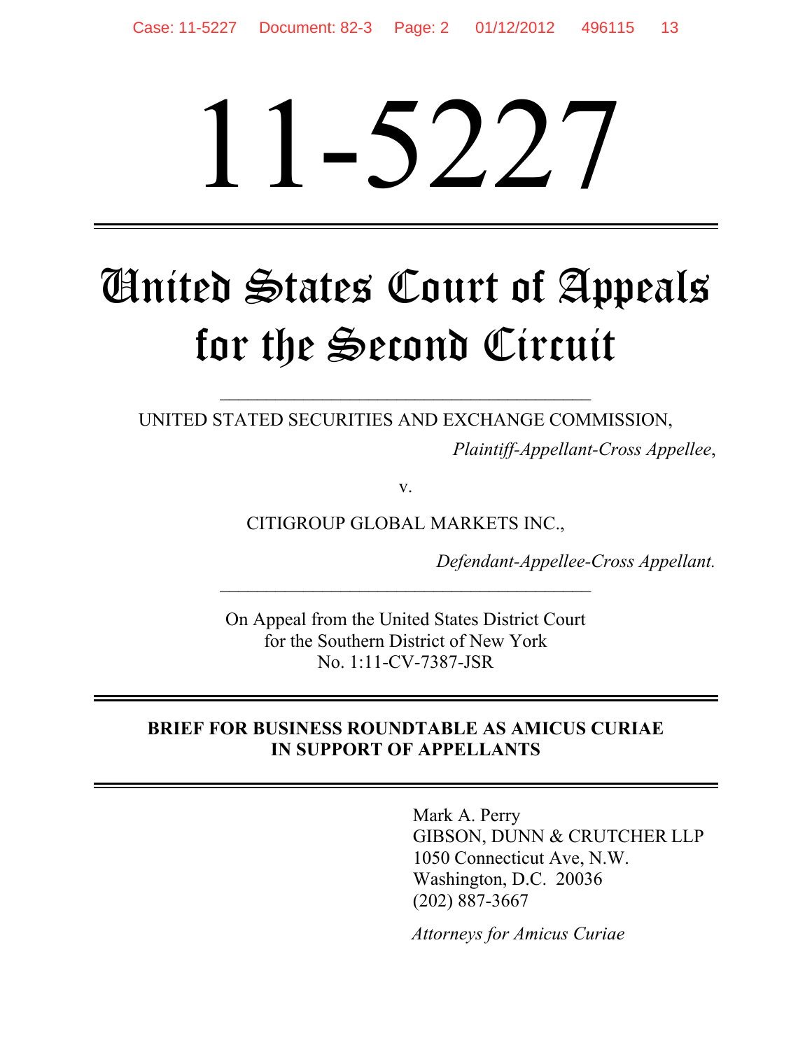# 11-5227

# United States Court of Appeals for the Second Circuit

UNITED STATED SECURITIES AND EXCHANGE COMMISSION,

*Plaintiff-Appellant-Cross Appellee*,

v.

CITIGROUP GLOBAL MARKETS INC.,

*Defendant-Appellee-Cross Appellant.*

On Appeal from the United States District Court
for the Southern District of New York
No. 1:11-CV-7387-JSR

**BRIEF FOR BUSINESS ROUNDTABLE AS AMICUS CURIAE IN SUPPORT OF APPELLANTS**

Mark A. Perry
GIBSON, DUNN & CRUTCHER LLP
1050 Connecticut Ave, N.W.
Washington, D.C. 20036
(202) 887-3667

*Attorneys for Amicus Curiae*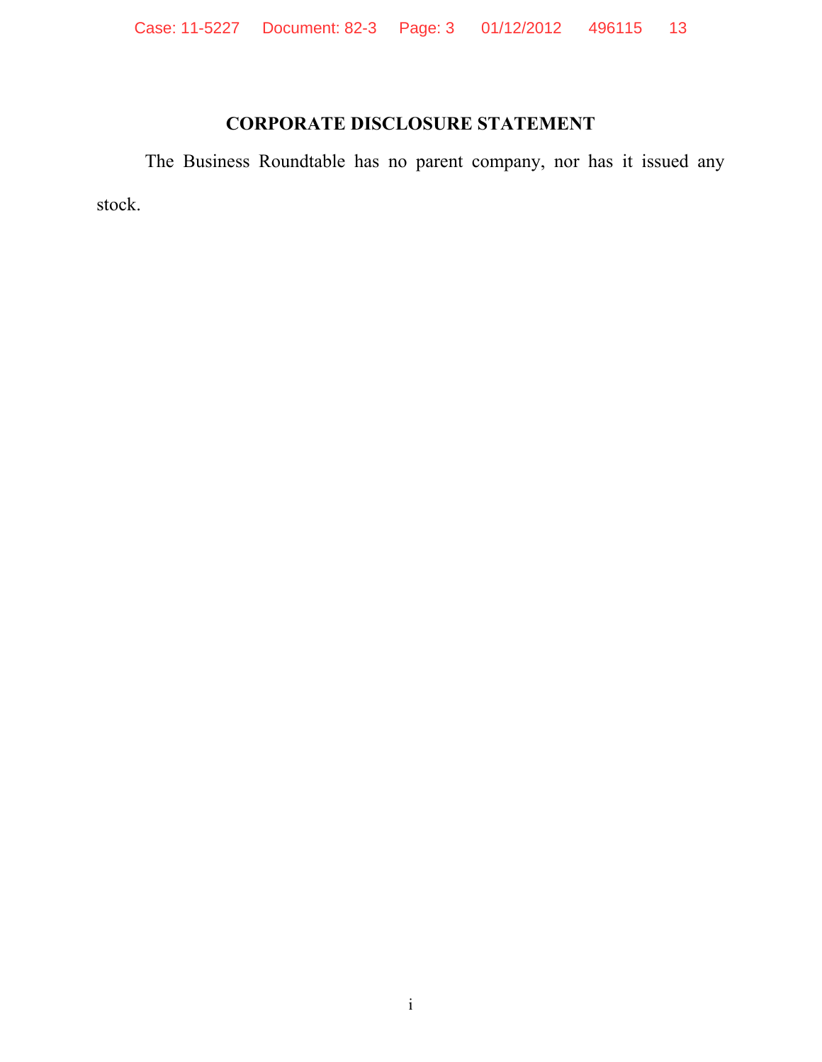# CORPORATE DISCLOSURE STATEMENT

The Business Roundtable has no parent company, nor has it issued any stock.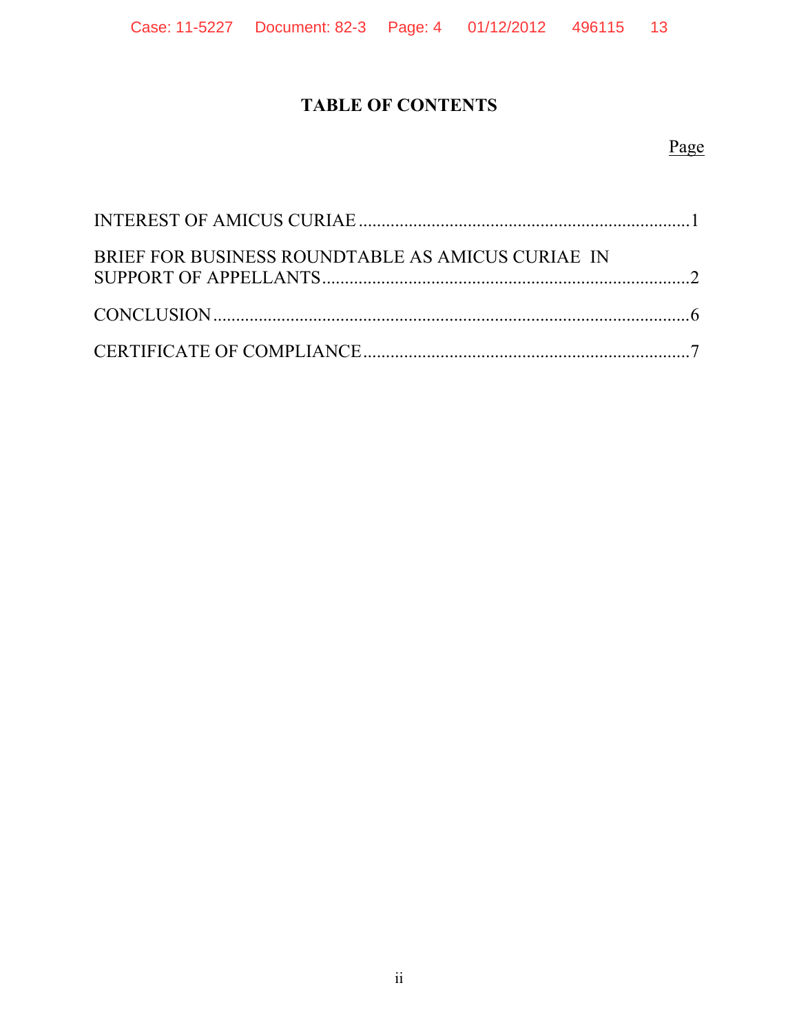# TABLE OF CONTENTS

| | Page |
|---|---|
| INTEREST OF AMICUS CURIAE | 1 |
| BRIEF FOR BUSINESS ROUNDTABLE AS AMICUS CURIAE IN SUPPORT OF APPELLANTS | 2 |
| CONCLUSION | 6 |
| CERTIFICATE OF COMPLIANCE | 7 |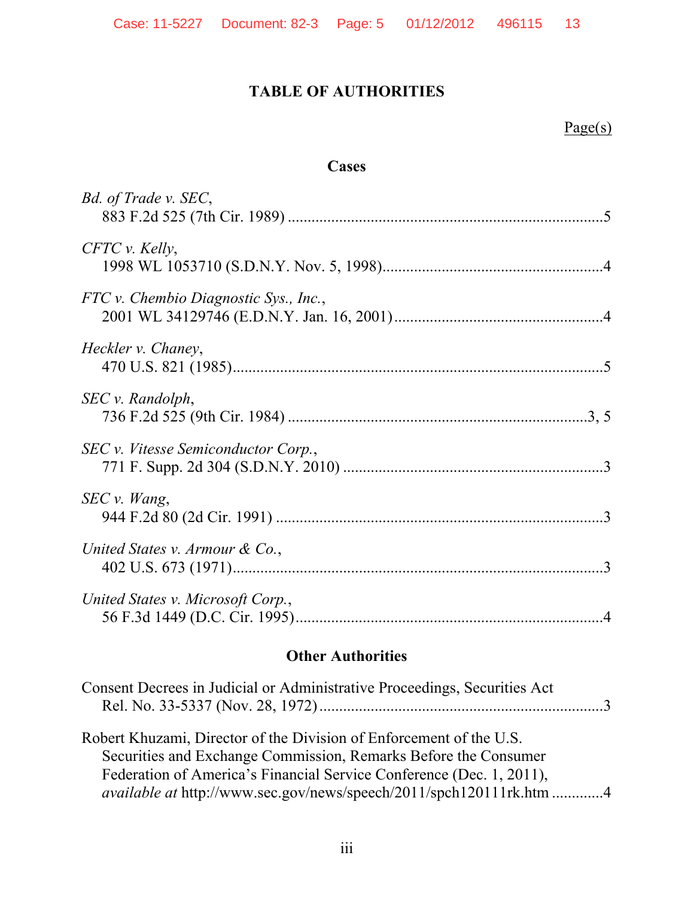# TABLE OF AUTHORITIES

Page(s)

## Cases

*Bd. of Trade v. SEC*,
883 F.2d 525 (7th Cir. 1989) ....................................................................5

*CFTC v. Kelly*,
1998 WL 1053710 (S.D.N.Y. Nov. 5, 1998)..................................................4

*FTC v. Chembio Diagnostic Sys., Inc.*,
2001 WL 34129746 (E.D.N.Y. Jan. 16, 2001)...............................................4

*Heckler v. Chaney*,
470 U.S. 821 (1985)....................................................................................5

*SEC v. Randolph*,
736 F.2d 525 (9th Cir. 1984) .................................................................3, 5

*SEC v. Vitesse Semiconductor Corp.*,
771 F. Supp. 2d 304 (S.D.N.Y. 2010) ..........................................................3

*SEC v. Wang*,
944 F.2d 80 (2d Cir. 1991) ..........................................................................3

*United States v. Armour & Co.*,
402 U.S. 673 (1971)....................................................................................3

*United States v. Microsoft Corp.*,
56 F.3d 1449 (D.C. Cir. 1995).....................................................................4

## Other Authorities

Consent Decrees in Judicial or Administrative Proceedings, Securities Act Rel. No. 33-5337 (Nov. 28, 1972)...........................................................3

Robert Khuzami, Director of the Division of Enforcement of the U.S. Securities and Exchange Commission, Remarks Before the Consumer Federation of America's Financial Service Conference (Dec. 1, 2011), *available at* http://www.sec.gov/news/speech/2011/spch120111rk.htm .............4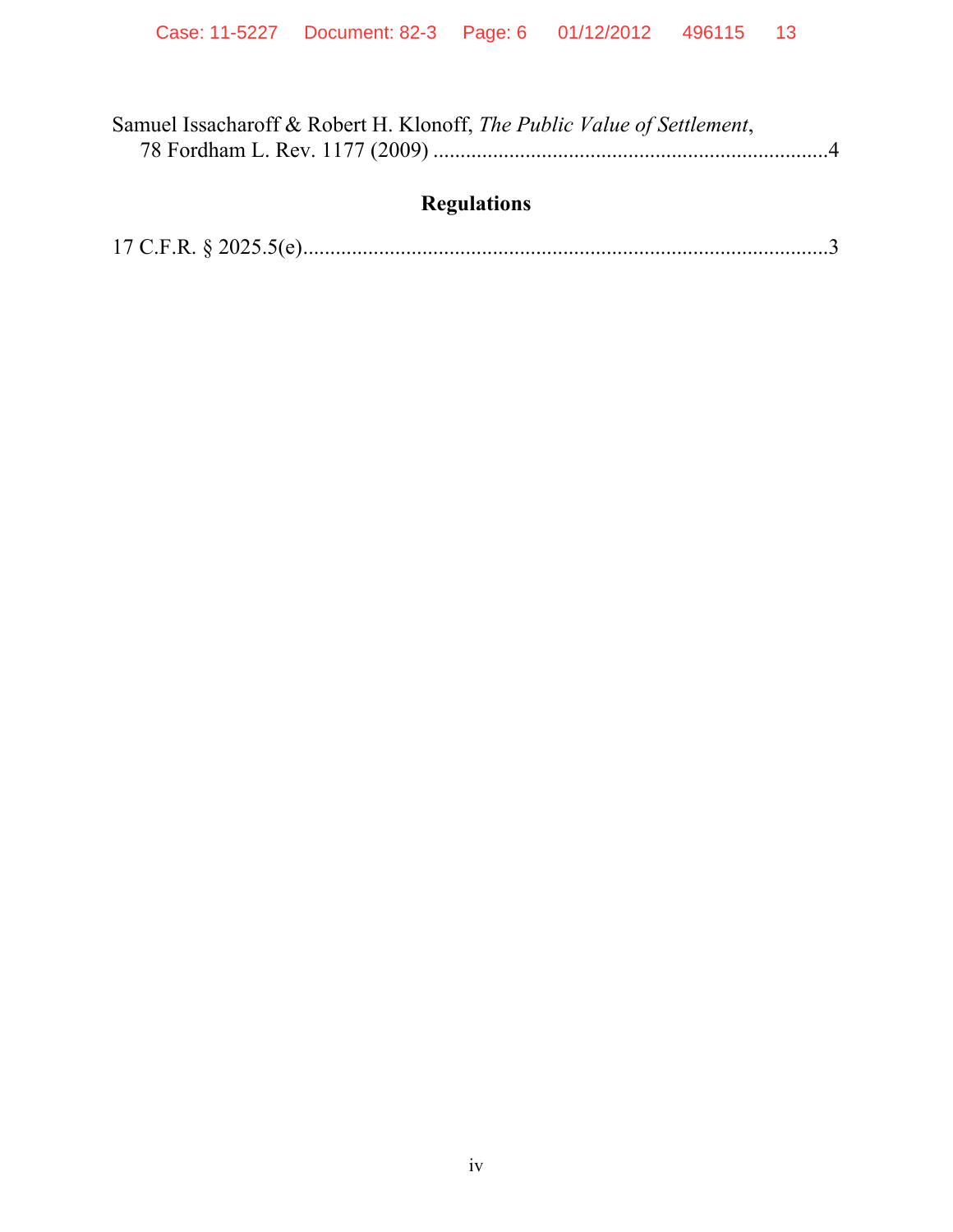Samuel Issacharoff & Robert H. Klonoff, *The Public Value of Settlement*, 78 Fordham L. Rev. 1177 (2009) ........................................................................4

## Regulations

17 C.F.R. § 2025.5(e)...............................................................................................3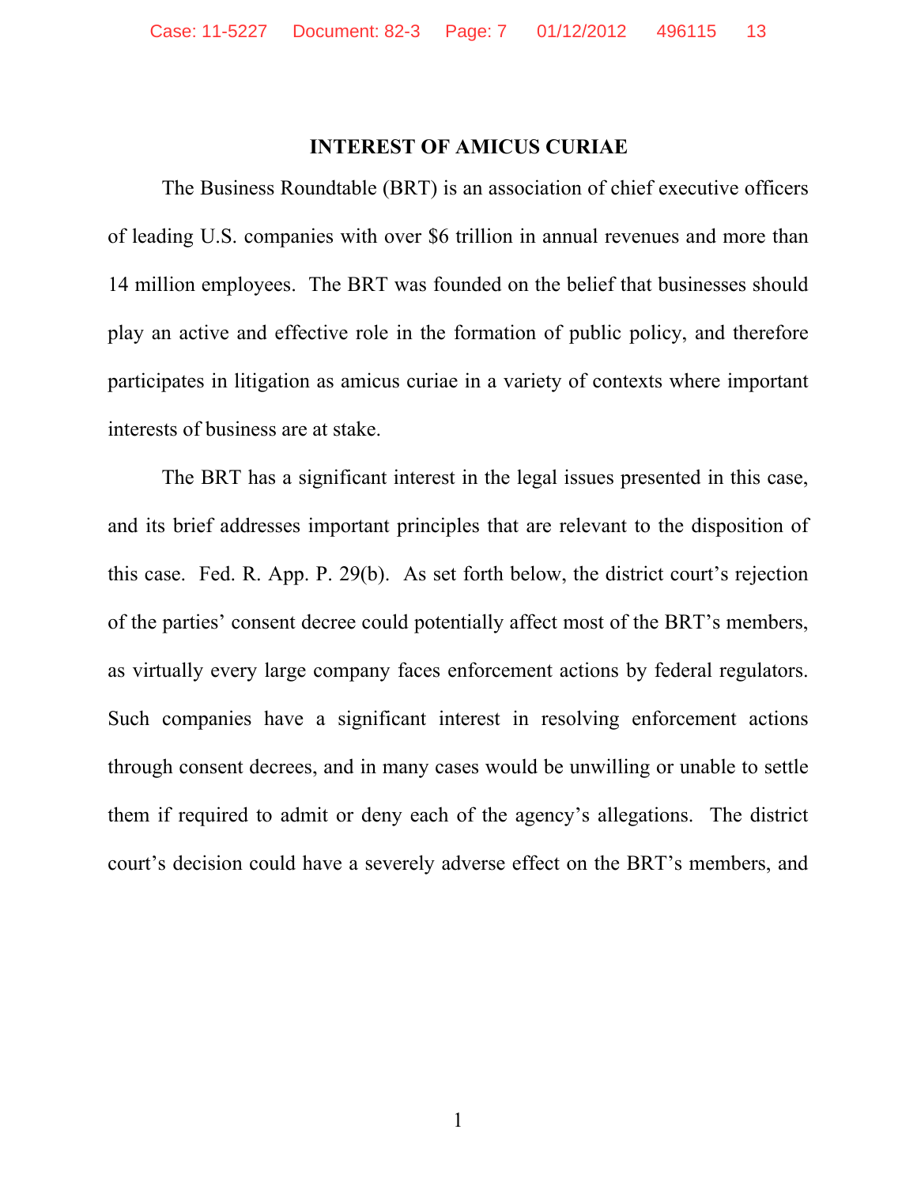## INTEREST OF AMICUS CURIAE

The Business Roundtable (BRT) is an association of chief executive officers of leading U.S. companies with over $6 trillion in annual revenues and more than 14 million employees. The BRT was founded on the belief that businesses should play an active and effective role in the formation of public policy, and therefore participates in litigation as amicus curiae in a variety of contexts where important interests of business are at stake.

The BRT has a significant interest in the legal issues presented in this case, and its brief addresses important principles that are relevant to the disposition of this case. Fed. R. App. P. 29(b). As set forth below, the district court's rejection of the parties' consent decree could potentially affect most of the BRT's members, as virtually every large company faces enforcement actions by federal regulators. Such companies have a significant interest in resolving enforcement actions through consent decrees, and in many cases would be unwilling or unable to settle them if required to admit or deny each of the agency's allegations. The district court's decision could have a severely adverse effect on the BRT's members, and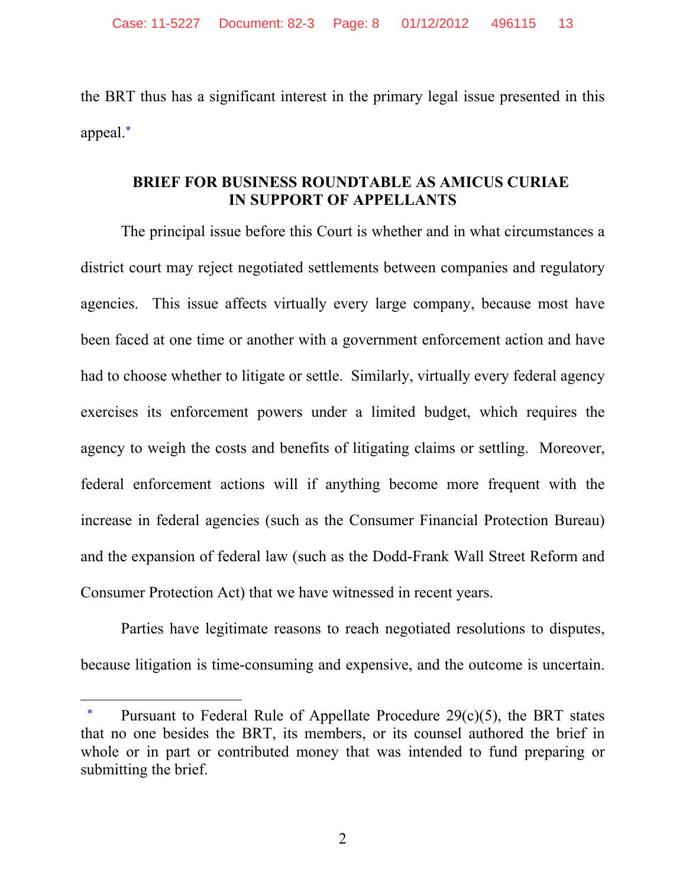the BRT thus has a significant interest in the primary legal issue presented in this appeal.*

**BRIEF FOR BUSINESS ROUNDTABLE AS AMICUS CURIAE IN SUPPORT OF APPELLANTS**

The principal issue before this Court is whether and in what circumstances a district court may reject negotiated settlements between companies and regulatory agencies. This issue affects virtually every large company, because most have been faced at one time or another with a government enforcement action and have had to choose whether to litigate or settle. Similarly, virtually every federal agency exercises its enforcement powers under a limited budget, which requires the agency to weigh the costs and benefits of litigating claims or settling. Moreover, federal enforcement actions will if anything become more frequent with the increase in federal agencies (such as the Consumer Financial Protection Bureau) and the expansion of federal law (such as the Dodd-Frank Wall Street Reform and Consumer Protection Act) that we have witnessed in recent years.

Parties have legitimate reasons to reach negotiated resolutions to disputes, because litigation is time-consuming and expensive, and the outcome is uncertain.

---

* Pursuant to Federal Rule of Appellate Procedure 29(c)(5), the BRT states that no one besides the BRT, its members, or its counsel authored the brief in whole or in part or contributed money that was intended to fund preparing or submitting the brief.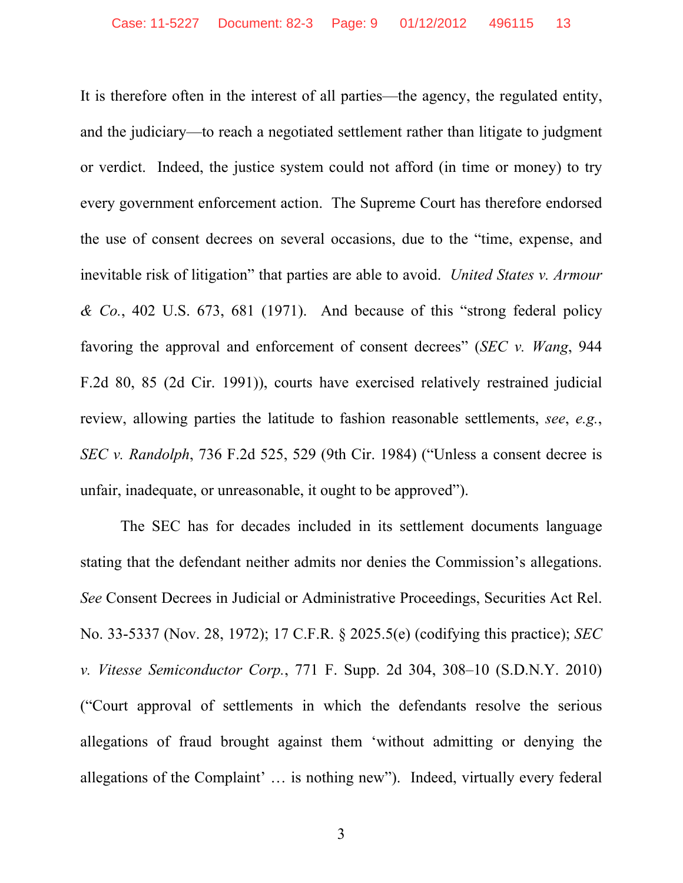It is therefore often in the interest of all parties—the agency, the regulated entity, and the judiciary—to reach a negotiated settlement rather than litigate to judgment or verdict. Indeed, the justice system could not afford (in time or money) to try every government enforcement action. The Supreme Court has therefore endorsed the use of consent decrees on several occasions, due to the "time, expense, and inevitable risk of litigation" that parties are able to avoid. *United States v. Armour & Co.*, 402 U.S. 673, 681 (1971). And because of this "strong federal policy favoring the approval and enforcement of consent decrees" (*SEC v. Wang*, 944 F.2d 80, 85 (2d Cir. 1991)), courts have exercised relatively restrained judicial review, allowing parties the latitude to fashion reasonable settlements, *see*, *e.g.*, *SEC v. Randolph*, 736 F.2d 525, 529 (9th Cir. 1984) ("Unless a consent decree is unfair, inadequate, or unreasonable, it ought to be approved").

The SEC has for decades included in its settlement documents language stating that the defendant neither admits nor denies the Commission's allegations. *See* Consent Decrees in Judicial or Administrative Proceedings, Securities Act Rel. No. 33-5337 (Nov. 28, 1972); 17 C.F.R. § 2025.5(e) (codifying this practice); *SEC v. Vitesse Semiconductor Corp.*, 771 F. Supp. 2d 304, 308–10 (S.D.N.Y. 2010) ("Court approval of settlements in which the defendants resolve the serious allegations of fraud brought against them 'without admitting or denying the allegations of the Complaint' … is nothing new"). Indeed, virtually every federal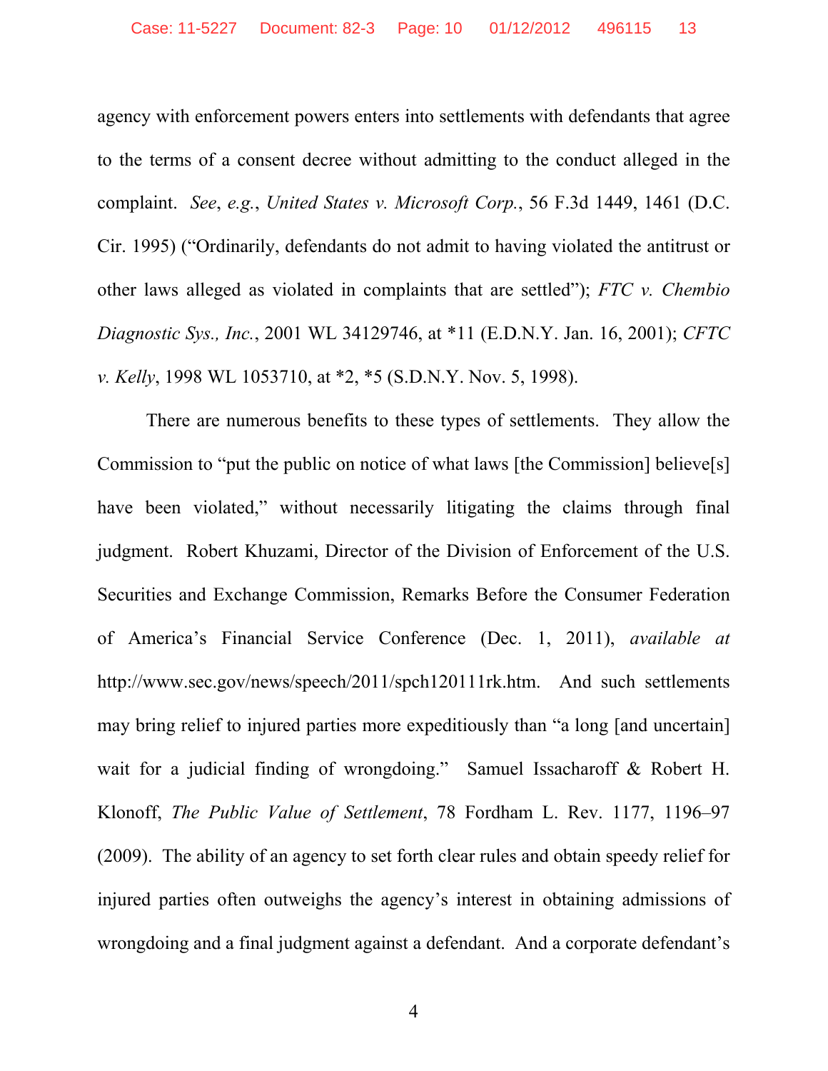agency with enforcement powers enters into settlements with defendants that agree to the terms of a consent decree without admitting to the conduct alleged in the complaint. *See*, *e.g.*, *United States v. Microsoft Corp.*, 56 F.3d 1449, 1461 (D.C. Cir. 1995) ("Ordinarily, defendants do not admit to having violated the antitrust or other laws alleged as violated in complaints that are settled"); *FTC v. Chembio Diagnostic Sys., Inc.*, 2001 WL 34129746, at *11 (E.D.N.Y. Jan. 16, 2001); *CFTC v. Kelly*, 1998 WL 1053710, at *2, *5 (S.D.N.Y. Nov. 5, 1998).

There are numerous benefits to these types of settlements. They allow the Commission to "put the public on notice of what laws [the Commission] believe[s] have been violated," without necessarily litigating the claims through final judgment. Robert Khuzami, Director of the Division of Enforcement of the U.S. Securities and Exchange Commission, Remarks Before the Consumer Federation of America's Financial Service Conference (Dec. 1, 2011), *available at* http://www.sec.gov/news/speech/2011/spch120111rk.htm. And such settlements may bring relief to injured parties more expeditiously than "a long [and uncertain] wait for a judicial finding of wrongdoing." Samuel Issacharoff & Robert H. Klonoff, *The Public Value of Settlement*, 78 Fordham L. Rev. 1177, 1196–97 (2009). The ability of an agency to set forth clear rules and obtain speedy relief for injured parties often outweighs the agency's interest in obtaining admissions of wrongdoing and a final judgment against a defendant. And a corporate defendant's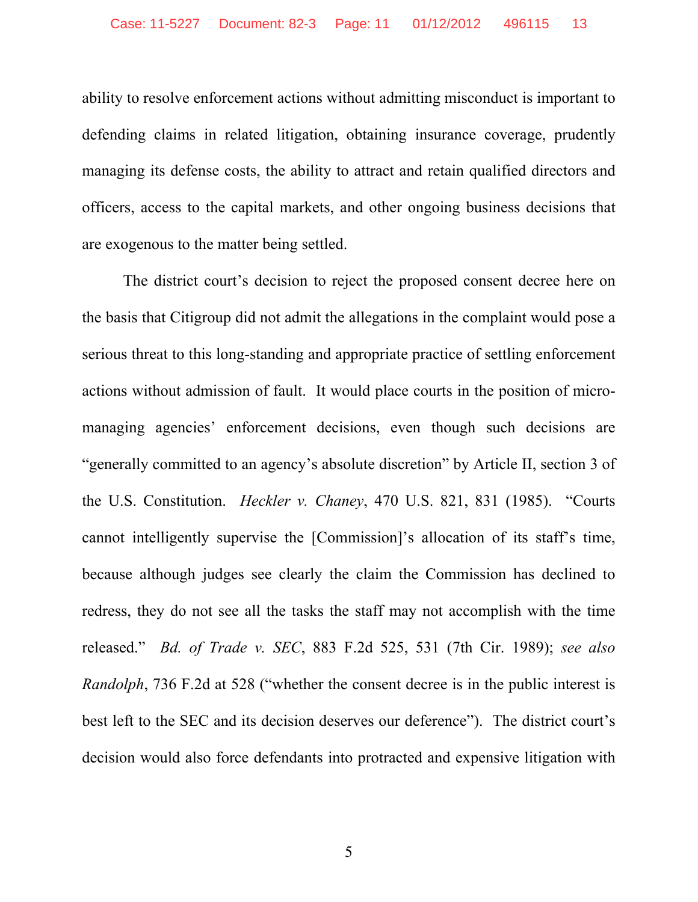ability to resolve enforcement actions without admitting misconduct is important to defending claims in related litigation, obtaining insurance coverage, prudently managing its defense costs, the ability to attract and retain qualified directors and officers, access to the capital markets, and other ongoing business decisions that are exogenous to the matter being settled.

The district court's decision to reject the proposed consent decree here on the basis that Citigroup did not admit the allegations in the complaint would pose a serious threat to this long-standing and appropriate practice of settling enforcement actions without admission of fault. It would place courts in the position of micro-managing agencies' enforcement decisions, even though such decisions are "generally committed to an agency's absolute discretion" by Article II, section 3 of the U.S. Constitution. *Heckler v. Chaney*, 470 U.S. 821, 831 (1985). "Courts cannot intelligently supervise the [Commission]'s allocation of its staff's time, because although judges see clearly the claim the Commission has declined to redress, they do not see all the tasks the staff may not accomplish with the time released." *Bd. of Trade v. SEC*, 883 F.2d 525, 531 (7th Cir. 1989); *see also Randolph*, 736 F.2d at 528 ("whether the consent decree is in the public interest is best left to the SEC and its decision deserves our deference"). The district court's decision would also force defendants into protracted and expensive litigation with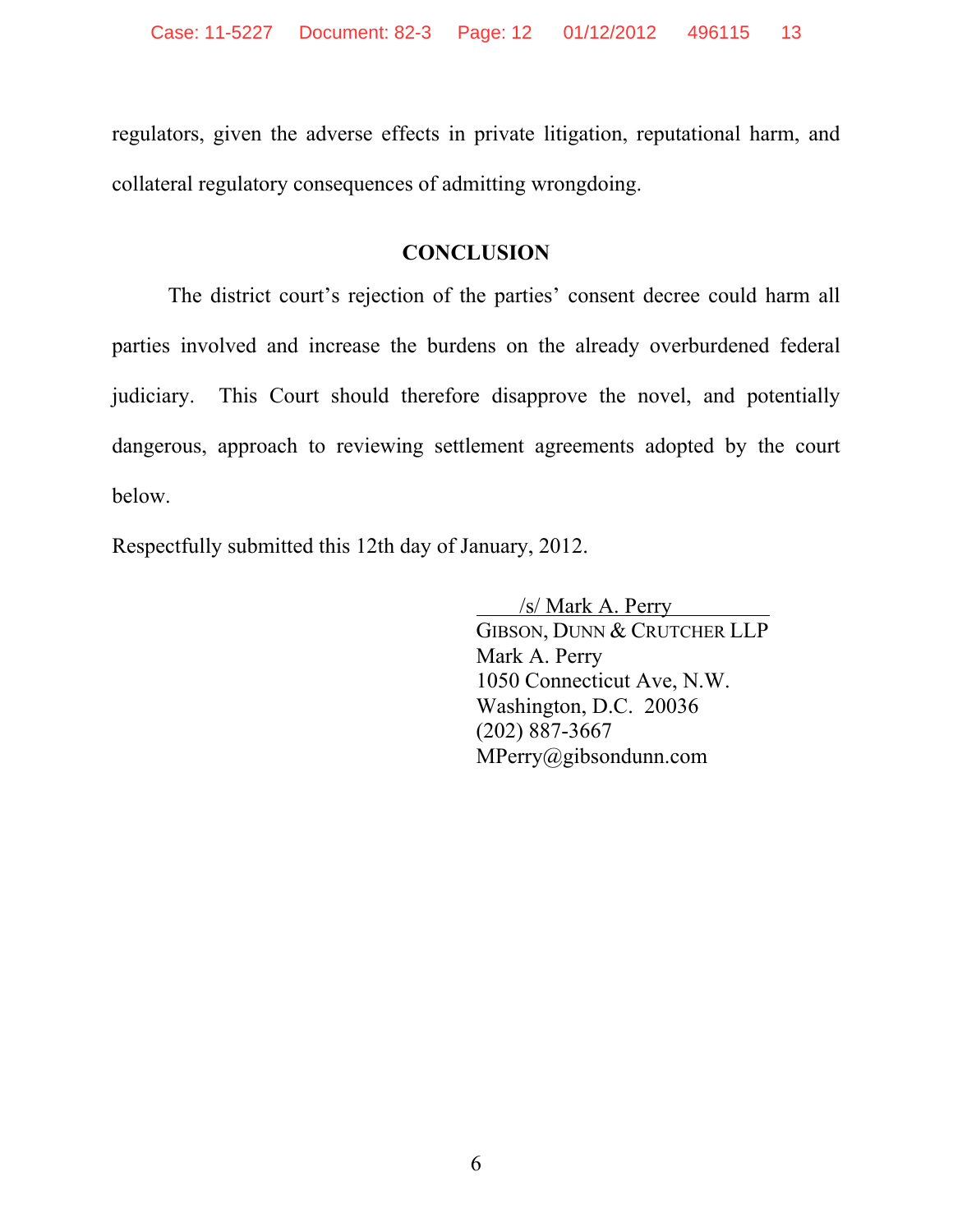regulators, given the adverse effects in private litigation, reputational harm, and collateral regulatory consequences of admitting wrongdoing.

## CONCLUSION

The district court's rejection of the parties' consent decree could harm all parties involved and increase the burdens on the already overburdened federal judiciary. This Court should therefore disapprove the novel, and potentially dangerous, approach to reviewing settlement agreements adopted by the court below.

Respectfully submitted this 12th day of January, 2012.

/s/ Mark A. Perry
GIBSON, DUNN & CRUTCHER LLP
Mark A. Perry
1050 Connecticut Ave, N.W.
Washington, D.C. 20036
(202) 887-3667
MPerry@gibsondunn.com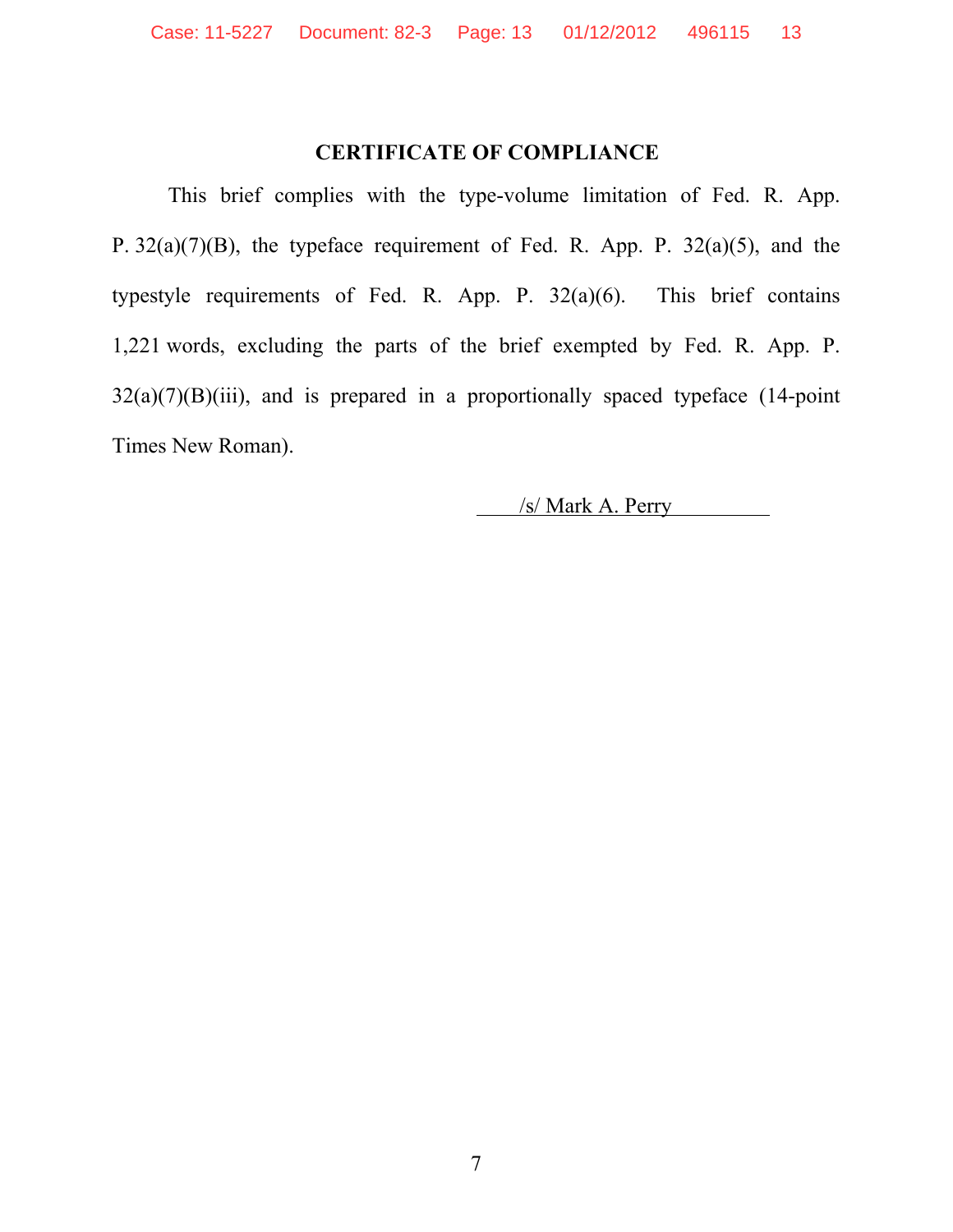## CERTIFICATE OF COMPLIANCE

This brief complies with the type-volume limitation of Fed. R. App. P. 32(a)(7)(B), the typeface requirement of Fed. R. App. P. 32(a)(5), and the typestyle requirements of Fed. R. App. P. 32(a)(6). This brief contains 1,221 words, excluding the parts of the brief exempted by Fed. R. App. P. 32(a)(7)(B)(iii), and is prepared in a proportionally spaced typeface (14-point Times New Roman).

/s/ Mark A. Perry